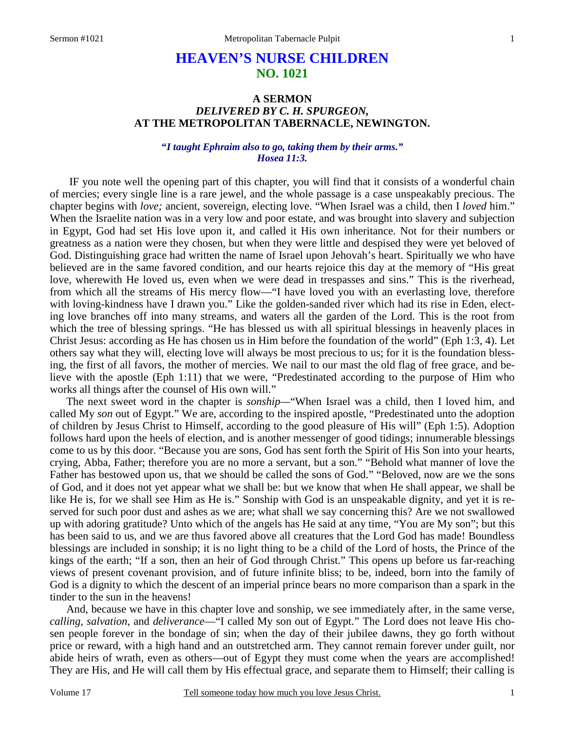# HEAVEN'S NURSE CHILDREN
## NO. 1021

### A SERMON
### *DELIVERED BY C. H. SPURGEON,*
### AT THE METROPOLITAN TABERNACLE, NEWINGTON.

***"I taught Ephraim also to go, taking them by their arms." Hosea 11:3.***

IF you note well the opening part of this chapter, you will find that it consists of a wonderful chain of mercies; every single line is a rare jewel, and the whole passage is a case unspeakably precious. The chapter begins with *love;* ancient, sovereign, electing love. "When Israel was a child, then I *loved* him." When the Israelite nation was in a very low and poor estate, and was brought into slavery and subjection in Egypt, God had set His love upon it, and called it His own inheritance. Not for their numbers or greatness as a nation were they chosen, but when they were little and despised they were yet beloved of God. Distinguishing grace had written the name of Israel upon Jehovah's heart. Spiritually we who have believed are in the same favored condition, and our hearts rejoice this day at the memory of "His great love, wherewith He loved us, even when we were dead in trespasses and sins." This is the riverhead, from which all the streams of His mercy flow—"I have loved you with an everlasting love, therefore with loving-kindness have I drawn you." Like the golden-sanded river which had its rise in Eden, electing love branches off into many streams, and waters all the garden of the Lord. This is the root from which the tree of blessing springs. "He has blessed us with all spiritual blessings in heavenly places in Christ Jesus: according as He has chosen us in Him before the foundation of the world" (Eph 1:3, 4). Let others say what they will, electing love will always be most precious to us; for it is the foundation blessing, the first of all favors, the mother of mercies. We nail to our mast the old flag of free grace, and believe with the apostle (Eph 1:11) that we were, "Predestinated according to the purpose of Him who works all things after the counsel of His own will."

The next sweet word in the chapter is *sonship*—"When Israel was a child, then I loved him, and called My *son* out of Egypt." We are, according to the inspired apostle, "Predestinated unto the adoption of children by Jesus Christ to Himself, according to the good pleasure of His will" (Eph 1:5). Adoption follows hard upon the heels of election, and is another messenger of good tidings; innumerable blessings come to us by this door. "Because you are sons, God has sent forth the Spirit of His Son into your hearts, crying, Abba, Father; therefore you are no more a servant, but a son." "Behold what manner of love the Father has bestowed upon us, that we should be called the sons of God." "Beloved, now are we the sons of God, and it does not yet appear what we shall be: but we know that when He shall appear, we shall be like He is, for we shall see Him as He is." Sonship with God is an unspeakable dignity, and yet it is reserved for such poor dust and ashes as we are; what shall we say concerning this? Are we not swallowed up with adoring gratitude? Unto which of the angels has He said at any time, "You are My son"; but this has been said to us, and we are thus favored above all creatures that the Lord God has made! Boundless blessings are included in sonship; it is no light thing to be a child of the Lord of hosts, the Prince of the kings of the earth; "If a son, then an heir of God through Christ." This opens up before us far-reaching views of present covenant provision, and of future infinite bliss; to be, indeed, born into the family of God is a dignity to which the descent of an imperial prince bears no more comparison than a spark in the tinder to the sun in the heavens!

And, because we have in this chapter love and sonship, we see immediately after, in the same verse, *calling, salvation,* and *deliverance*—"I called My son out of Egypt." The Lord does not leave His chosen people forever in the bondage of sin; when the day of their jubilee dawns, they go forth without price or reward, with a high hand and an outstretched arm. They cannot remain forever under guilt, nor abide heirs of wrath, even as others—out of Egypt they must come when the years are accomplished! They are His, and He will call them by His effectual grace, and separate them to Himself; their calling is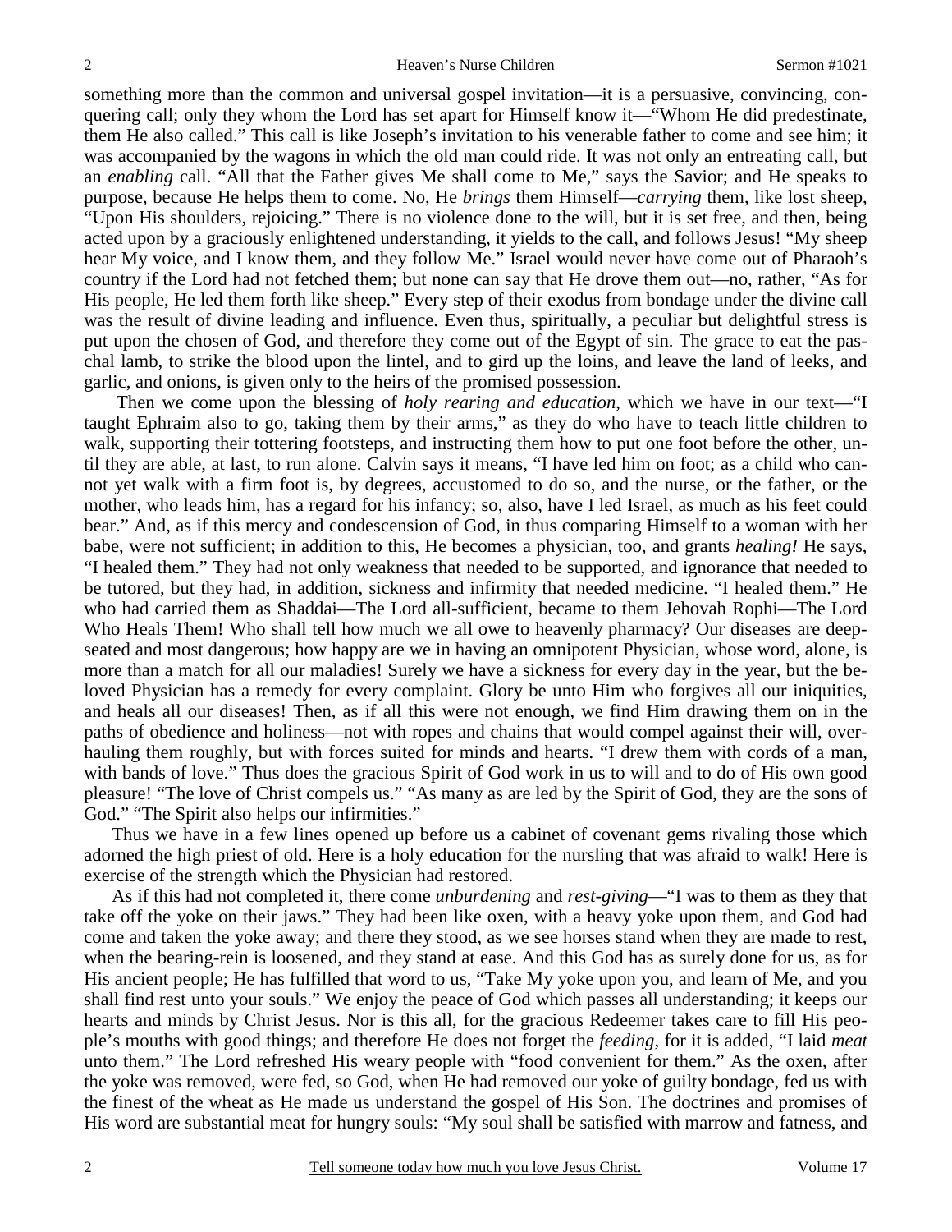something more than the common and universal gospel invitation—it is a persuasive, convincing, conquering call; only they whom the Lord has set apart for Himself know it—"Whom He did predestinate, them He also called." This call is like Joseph's invitation to his venerable father to come and see him; it was accompanied by the wagons in which the old man could ride. It was not only an entreating call, but an *enabling* call. "All that the Father gives Me shall come to Me," says the Savior; and He speaks to purpose, because He helps them to come. No, He *brings* them Himself—*carrying* them, like lost sheep, "Upon His shoulders, rejoicing." There is no violence done to the will, but it is set free, and then, being acted upon by a graciously enlightened understanding, it yields to the call, and follows Jesus! "My sheep hear My voice, and I know them, and they follow Me." Israel would never have come out of Pharaoh's country if the Lord had not fetched them; but none can say that He drove them out—no, rather, "As for His people, He led them forth like sheep." Every step of their exodus from bondage under the divine call was the result of divine leading and influence. Even thus, spiritually, a peculiar but delightful stress is put upon the chosen of God, and therefore they come out of the Egypt of sin. The grace to eat the paschal lamb, to strike the blood upon the lintel, and to gird up the loins, and leave the land of leeks, and garlic, and onions, is given only to the heirs of the promised possession.

Then we come upon the blessing of *holy rearing and education*, which we have in our text—"I taught Ephraim also to go, taking them by their arms," as they do who have to teach little children to walk, supporting their tottering footsteps, and instructing them how to put one foot before the other, until they are able, at last, to run alone. Calvin says it means, "I have led him on foot; as a child who cannot yet walk with a firm foot is, by degrees, accustomed to do so, and the nurse, or the father, or the mother, who leads him, has a regard for his infancy; so, also, have I led Israel, as much as his feet could bear." And, as if this mercy and condescension of God, in thus comparing Himself to a woman with her babe, were not sufficient; in addition to this, He becomes a physician, too, and grants *healing!* He says, "I healed them." They had not only weakness that needed to be supported, and ignorance that needed to be tutored, but they had, in addition, sickness and infirmity that needed medicine. "I healed them." He who had carried them as Shaddai—The Lord all-sufficient, became to them Jehovah Rophi—The Lord Who Heals Them! Who shall tell how much we all owe to heavenly pharmacy? Our diseases are deep-seated and most dangerous; how happy are we in having an omnipotent Physician, whose word, alone, is more than a match for all our maladies! Surely we have a sickness for every day in the year, but the beloved Physician has a remedy for every complaint. Glory be unto Him who forgives all our iniquities, and heals all our diseases! Then, as if all this were not enough, we find Him drawing them on in the paths of obedience and holiness—not with ropes and chains that would compel against their will, overhauling them roughly, but with forces suited for minds and hearts. "I drew them with cords of a man, with bands of love." Thus does the gracious Spirit of God work in us to will and to do of His own good pleasure! "The love of Christ compels us." "As many as are led by the Spirit of God, they are the sons of God." "The Spirit also helps our infirmities."

Thus we have in a few lines opened up before us a cabinet of covenant gems rivaling those which adorned the high priest of old. Here is a holy education for the nursling that was afraid to walk! Here is exercise of the strength which the Physician had restored.

As if this had not completed it, there come *unburdening* and *rest-giving*—"I was to them as they that take off the yoke on their jaws." They had been like oxen, with a heavy yoke upon them, and God had come and taken the yoke away; and there they stood, as we see horses stand when they are made to rest, when the bearing-rein is loosened, and they stand at ease. And this God has as surely done for us, as for His ancient people; He has fulfilled that word to us, "Take My yoke upon you, and learn of Me, and you shall find rest unto your souls." We enjoy the peace of God which passes all understanding; it keeps our hearts and minds by Christ Jesus. Nor is this all, for the gracious Redeemer takes care to fill His people's mouths with good things; and therefore He does not forget the *feeding*, for it is added, "I laid *meat* unto them." The Lord refreshed His weary people with "food convenient for them." As the oxen, after the yoke was removed, were fed, so God, when He had removed our yoke of guilty bondage, fed us with the finest of the wheat as He made us understand the gospel of His Son. The doctrines and promises of His word are substantial meat for hungry souls: "My soul shall be satisfied with marrow and fatness, and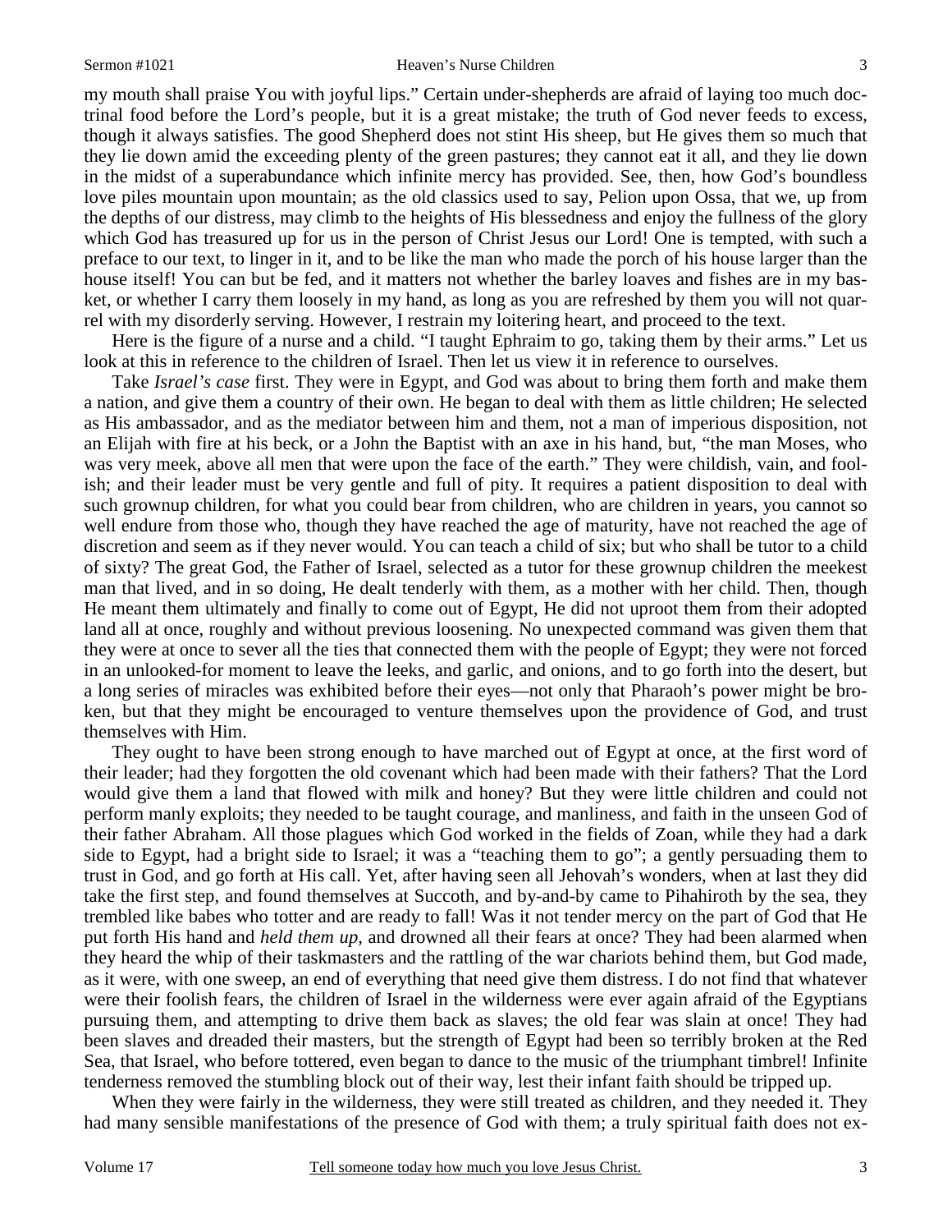my mouth shall praise You with joyful lips." Certain under-shepherds are afraid of laying too much doctrinal food before the Lord's people, but it is a great mistake; the truth of God never feeds to excess, though it always satisfies. The good Shepherd does not stint His sheep, but He gives them so much that they lie down amid the exceeding plenty of the green pastures; they cannot eat it all, and they lie down in the midst of a superabundance which infinite mercy has provided. See, then, how God's boundless love piles mountain upon mountain; as the old classics used to say, Pelion upon Ossa, that we, up from the depths of our distress, may climb to the heights of His blessedness and enjoy the fullness of the glory which God has treasured up for us in the person of Christ Jesus our Lord! One is tempted, with such a preface to our text, to linger in it, and to be like the man who made the porch of his house larger than the house itself! You can but be fed, and it matters not whether the barley loaves and fishes are in my basket, or whether I carry them loosely in my hand, as long as you are refreshed by them you will not quarrel with my disorderly serving. However, I restrain my loitering heart, and proceed to the text.

Here is the figure of a nurse and a child. "I taught Ephraim to go, taking them by their arms." Let us look at this in reference to the children of Israel. Then let us view it in reference to ourselves.

Take *Israel's case* first. They were in Egypt, and God was about to bring them forth and make them a nation, and give them a country of their own. He began to deal with them as little children; He selected as His ambassador, and as the mediator between him and them, not a man of imperious disposition, not an Elijah with fire at his beck, or a John the Baptist with an axe in his hand, but, "the man Moses, who was very meek, above all men that were upon the face of the earth." They were childish, vain, and foolish; and their leader must be very gentle and full of pity. It requires a patient disposition to deal with such grownup children, for what you could bear from children, who are children in years, you cannot so well endure from those who, though they have reached the age of maturity, have not reached the age of discretion and seem as if they never would. You can teach a child of six; but who shall be tutor to a child of sixty? The great God, the Father of Israel, selected as a tutor for these grownup children the meekest man that lived, and in so doing, He dealt tenderly with them, as a mother with her child. Then, though He meant them ultimately and finally to come out of Egypt, He did not uproot them from their adopted land all at once, roughly and without previous loosening. No unexpected command was given them that they were at once to sever all the ties that connected them with the people of Egypt; they were not forced in an unlooked-for moment to leave the leeks, and garlic, and onions, and to go forth into the desert, but a long series of miracles was exhibited before their eyes—not only that Pharaoh's power might be broken, but that they might be encouraged to venture themselves upon the providence of God, and trust themselves with Him.

They ought to have been strong enough to have marched out of Egypt at once, at the first word of their leader; had they forgotten the old covenant which had been made with their fathers? That the Lord would give them a land that flowed with milk and honey? But they were little children and could not perform manly exploits; they needed to be taught courage, and manliness, and faith in the unseen God of their father Abraham. All those plagues which God worked in the fields of Zoan, while they had a dark side to Egypt, had a bright side to Israel; it was a "teaching them to go"; a gently persuading them to trust in God, and go forth at His call. Yet, after having seen all Jehovah's wonders, when at last they did take the first step, and found themselves at Succoth, and by-and-by came to Pihahiroth by the sea, they trembled like babes who totter and are ready to fall! Was it not tender mercy on the part of God that He put forth His hand and *held them up,* and drowned all their fears at once? They had been alarmed when they heard the whip of their taskmasters and the rattling of the war chariots behind them, but God made, as it were, with one sweep, an end of everything that need give them distress. I do not find that whatever were their foolish fears, the children of Israel in the wilderness were ever again afraid of the Egyptians pursuing them, and attempting to drive them back as slaves; the old fear was slain at once! They had been slaves and dreaded their masters, but the strength of Egypt had been so terribly broken at the Red Sea, that Israel, who before tottered, even began to dance to the music of the triumphant timbrel! Infinite tenderness removed the stumbling block out of their way, lest their infant faith should be tripped up.

When they were fairly in the wilderness, they were still treated as children, and they needed it. They had many sensible manifestations of the presence of God with them; a truly spiritual faith does not ex-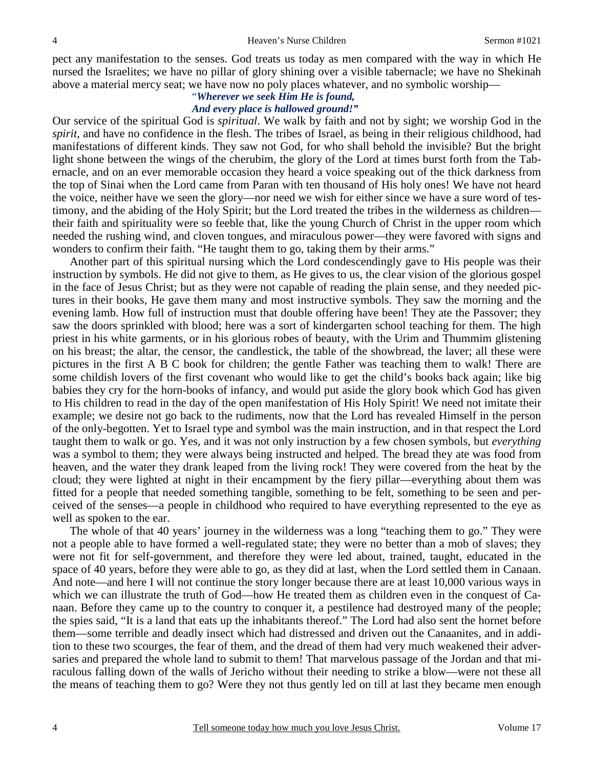pect any manifestation to the senses. God treats us today as men compared with the way in which He nursed the Israelites; we have no pillar of glory shining over a visible tabernacle; we have no Shekinah above a material mercy seat; we have now no poly places whatever, and no symbolic worship—

> *"Wherever we seek Him He is found,*
> *And every place is hallowed ground!"*

Our service of the spiritual God is *spiritual*. We walk by faith and not by sight; we worship God in the *spirit*, and have no confidence in the flesh. The tribes of Israel, as being in their religious childhood, had manifestations of different kinds. They saw not God, for who shall behold the invisible? But the bright light shone between the wings of the cherubim, the glory of the Lord at times burst forth from the Tabernacle, and on an ever memorable occasion they heard a voice speaking out of the thick darkness from the top of Sinai when the Lord came from Paran with ten thousand of His holy ones! We have not heard the voice, neither have we seen the glory—nor need we wish for either since we have a sure word of testimony, and the abiding of the Holy Spirit; but the Lord treated the tribes in the wilderness as children—their faith and spirituality were so feeble that, like the young Church of Christ in the upper room which needed the rushing wind, and cloven tongues, and miraculous power—they were favored with signs and wonders to confirm their faith. "He taught them to go, taking them by their arms."

Another part of this spiritual nursing which the Lord condescendingly gave to His people was their instruction by symbols. He did not give to them, as He gives to us, the clear vision of the glorious gospel in the face of Jesus Christ; but as they were not capable of reading the plain sense, and they needed pictures in their books, He gave them many and most instructive symbols. They saw the morning and the evening lamb. How full of instruction must that double offering have been! They ate the Passover; they saw the doors sprinkled with blood; here was a sort of kindergarten school teaching for them. The high priest in his white garments, or in his glorious robes of beauty, with the Urim and Thummim glistening on his breast; the altar, the censor, the candlestick, the table of the showbread, the laver; all these were pictures in the first A B C book for children; the gentle Father was teaching them to walk! There are some childish lovers of the first covenant who would like to get the child's books back again; like big babies they cry for the horn-books of infancy, and would put aside the glory book which God has given to His children to read in the day of the open manifestation of His Holy Spirit! We need not imitate their example; we desire not go back to the rudiments, now that the Lord has revealed Himself in the person of the only-begotten. Yet to Israel type and symbol was the main instruction, and in that respect the Lord taught them to walk or go. Yes, and it was not only instruction by a few chosen symbols, but *everything* was a symbol to them; they were always being instructed and helped. The bread they ate was food from heaven, and the water they drank leaped from the living rock! They were covered from the heat by the cloud; they were lighted at night in their encampment by the fiery pillar—everything about them was fitted for a people that needed something tangible, something to be felt, something to be seen and perceived of the senses—a people in childhood who required to have everything represented to the eye as well as spoken to the ear.

The whole of that 40 years' journey in the wilderness was a long "teaching them to go." They were not a people able to have formed a well-regulated state; they were no better than a mob of slaves; they were not fit for self-government, and therefore they were led about, trained, taught, educated in the space of 40 years, before they were able to go, as they did at last, when the Lord settled them in Canaan. And note—and here I will not continue the story longer because there are at least 10,000 various ways in which we can illustrate the truth of God—how He treated them as children even in the conquest of Canaan. Before they came up to the country to conquer it, a pestilence had destroyed many of the people; the spies said, "It is a land that eats up the inhabitants thereof." The Lord had also sent the hornet before them—some terrible and deadly insect which had distressed and driven out the Canaanites, and in addition to these two scourges, the fear of them, and the dread of them had very much weakened their adversaries and prepared the whole land to submit to them! That marvelous passage of the Jordan and that miraculous falling down of the walls of Jericho without their needing to strike a blow—were not these all the means of teaching them to go? Were they not thus gently led on till at last they became men enough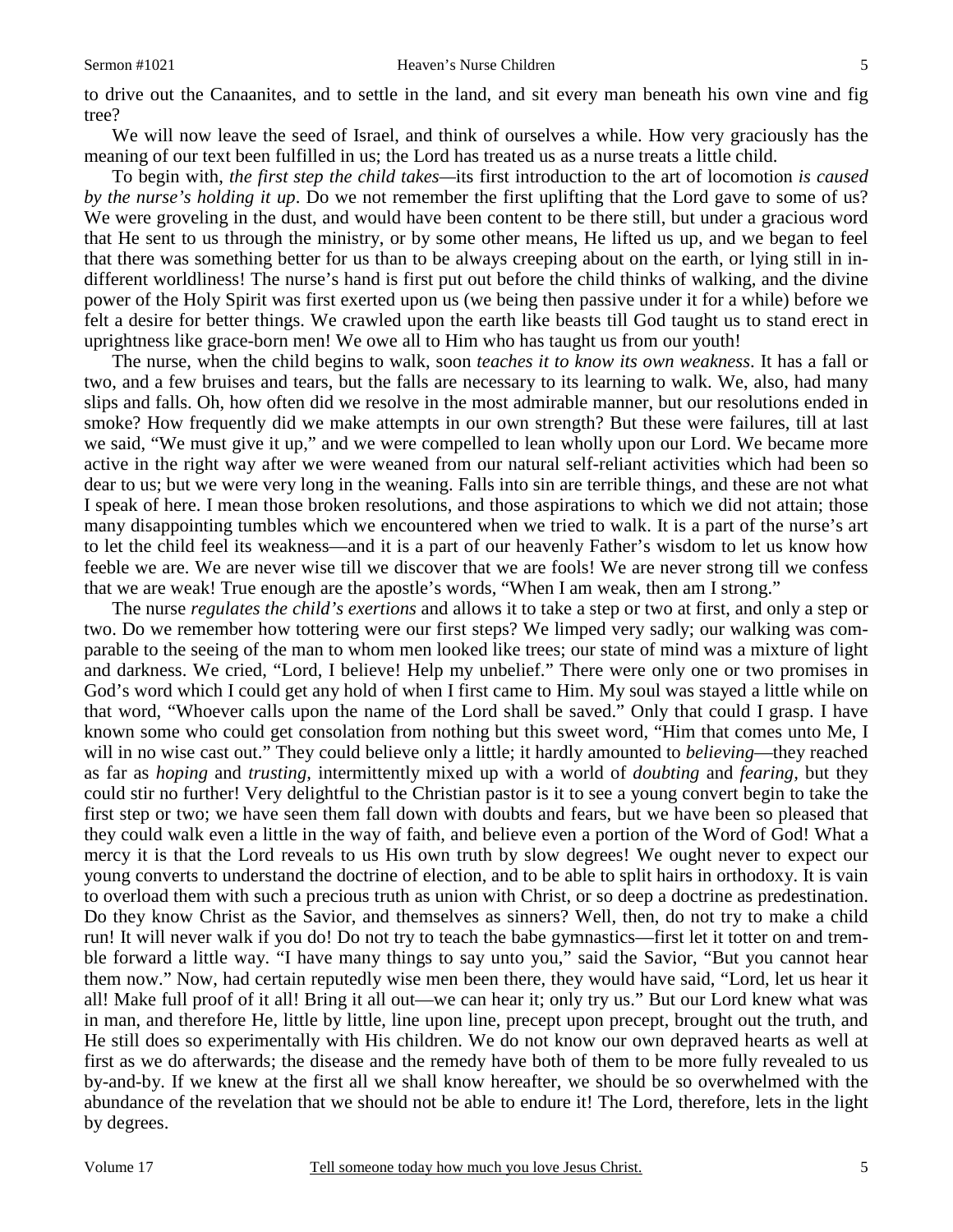to drive out the Canaanites, and to settle in the land, and sit every man beneath his own vine and fig tree?

We will now leave the seed of Israel, and think of ourselves a while. How very graciously has the meaning of our text been fulfilled in us; the Lord has treated us as a nurse treats a little child.

To begin with, *the first step the child takes—*its first introduction to the art of locomotion *is caused by the nurse's holding it up*. Do we not remember the first uplifting that the Lord gave to some of us? We were groveling in the dust, and would have been content to be there still, but under a gracious word that He sent to us through the ministry, or by some other means, He lifted us up, and we began to feel that there was something better for us than to be always creeping about on the earth, or lying still in indifferent worldliness! The nurse's hand is first put out before the child thinks of walking, and the divine power of the Holy Spirit was first exerted upon us (we being then passive under it for a while) before we felt a desire for better things. We crawled upon the earth like beasts till God taught us to stand erect in uprightness like grace-born men! We owe all to Him who has taught us from our youth!

The nurse, when the child begins to walk, soon *teaches it to know its own weakness*. It has a fall or two, and a few bruises and tears, but the falls are necessary to its learning to walk. We, also, had many slips and falls. Oh, how often did we resolve in the most admirable manner, but our resolutions ended in smoke? How frequently did we make attempts in our own strength? But these were failures, till at last we said, "We must give it up," and we were compelled to lean wholly upon our Lord. We became more active in the right way after we were weaned from our natural self-reliant activities which had been so dear to us; but we were very long in the weaning. Falls into sin are terrible things, and these are not what I speak of here. I mean those broken resolutions, and those aspirations to which we did not attain; those many disappointing tumbles which we encountered when we tried to walk. It is a part of the nurse's art to let the child feel its weakness—and it is a part of our heavenly Father's wisdom to let us know how feeble we are. We are never wise till we discover that we are fools! We are never strong till we confess that we are weak! True enough are the apostle's words, "When I am weak, then am I strong."

The nurse *regulates the child's exertions* and allows it to take a step or two at first, and only a step or two. Do we remember how tottering were our first steps? We limped very sadly; our walking was comparable to the seeing of the man to whom men looked like trees; our state of mind was a mixture of light and darkness. We cried, "Lord, I believe! Help my unbelief." There were only one or two promises in God's word which I could get any hold of when I first came to Him. My soul was stayed a little while on that word, "Whoever calls upon the name of the Lord shall be saved." Only that could I grasp. I have known some who could get consolation from nothing but this sweet word, "Him that comes unto Me, I will in no wise cast out." They could believe only a little; it hardly amounted to *believing*—they reached as far as *hoping* and *trusting,* intermittently mixed up with a world of *doubting* and *fearing,* but they could stir no further! Very delightful to the Christian pastor is it to see a young convert begin to take the first step or two; we have seen them fall down with doubts and fears, but we have been so pleased that they could walk even a little in the way of faith, and believe even a portion of the Word of God! What a mercy it is that the Lord reveals to us His own truth by slow degrees! We ought never to expect our young converts to understand the doctrine of election, and to be able to split hairs in orthodoxy. It is vain to overload them with such a precious truth as union with Christ, or so deep a doctrine as predestination. Do they know Christ as the Savior, and themselves as sinners? Well, then, do not try to make a child run! It will never walk if you do! Do not try to teach the babe gymnastics—first let it totter on and tremble forward a little way. "I have many things to say unto you," said the Savior, "But you cannot hear them now." Now, had certain reputedly wise men been there, they would have said, "Lord, let us hear it all! Make full proof of it all! Bring it all out—we can hear it; only try us." But our Lord knew what was in man, and therefore He, little by little, line upon line, precept upon precept, brought out the truth, and He still does so experimentally with His children. We do not know our own depraved hearts as well at first as we do afterwards; the disease and the remedy have both of them to be more fully revealed to us by-and-by. If we knew at the first all we shall know hereafter, we should be so overwhelmed with the abundance of the revelation that we should not be able to endure it! The Lord, therefore, lets in the light by degrees.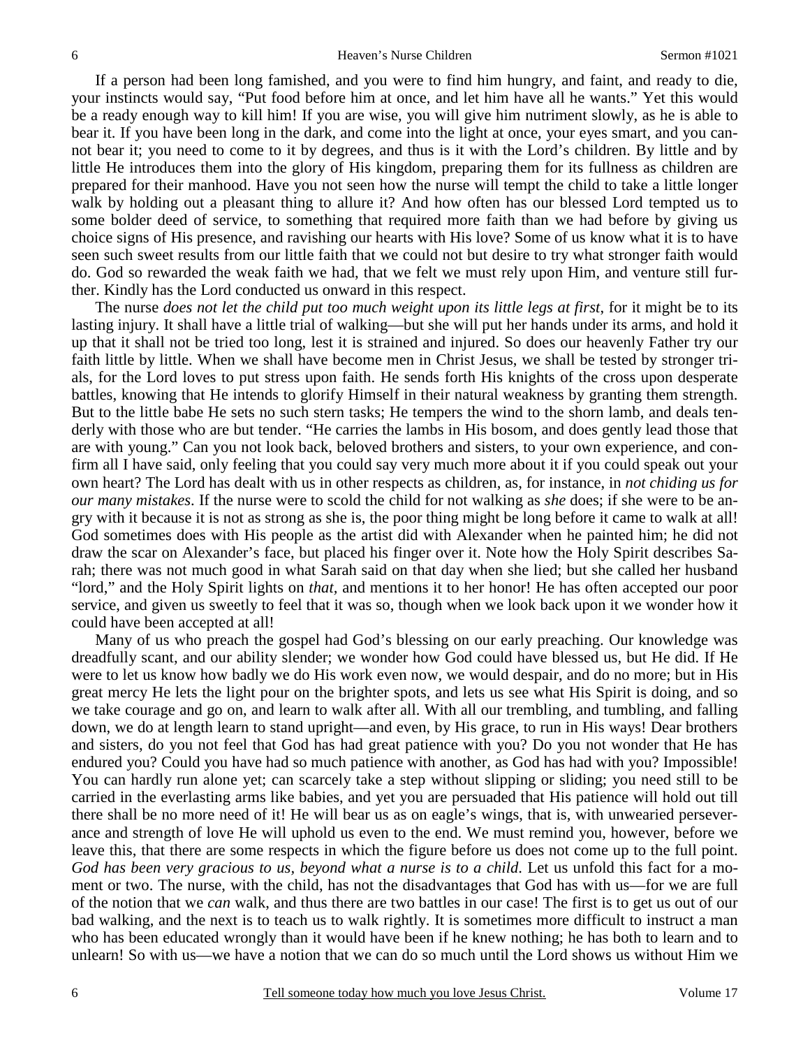If a person had been long famished, and you were to find him hungry, and faint, and ready to die, your instincts would say, "Put food before him at once, and let him have all he wants." Yet this would be a ready enough way to kill him! If you are wise, you will give him nutriment slowly, as he is able to bear it. If you have been long in the dark, and come into the light at once, your eyes smart, and you cannot bear it; you need to come to it by degrees, and thus is it with the Lord's children. By little and by little He introduces them into the glory of His kingdom, preparing them for its fullness as children are prepared for their manhood. Have you not seen how the nurse will tempt the child to take a little longer walk by holding out a pleasant thing to allure it? And how often has our blessed Lord tempted us to some bolder deed of service, to something that required more faith than we had before by giving us choice signs of His presence, and ravishing our hearts with His love? Some of us know what it is to have seen such sweet results from our little faith that we could not but desire to try what stronger faith would do. God so rewarded the weak faith we had, that we felt we must rely upon Him, and venture still further. Kindly has the Lord conducted us onward in this respect.

The nurse *does not let the child put too much weight upon its little legs at first*, for it might be to its lasting injury. It shall have a little trial of walking—but she will put her hands under its arms, and hold it up that it shall not be tried too long, lest it is strained and injured. So does our heavenly Father try our faith little by little. When we shall have become men in Christ Jesus, we shall be tested by stronger trials, for the Lord loves to put stress upon faith. He sends forth His knights of the cross upon desperate battles, knowing that He intends to glorify Himself in their natural weakness by granting them strength. But to the little babe He sets no such stern tasks; He tempers the wind to the shorn lamb, and deals tenderly with those who are but tender. "He carries the lambs in His bosom, and does gently lead those that are with young." Can you not look back, beloved brothers and sisters, to your own experience, and confirm all I have said, only feeling that you could say very much more about it if you could speak out your own heart? The Lord has dealt with us in other respects as children, as, for instance, in *not chiding us for our many mistakes*. If the nurse were to scold the child for not walking as *she* does; if she were to be angry with it because it is not as strong as she is, the poor thing might be long before it came to walk at all! God sometimes does with His people as the artist did with Alexander when he painted him; he did not draw the scar on Alexander's face, but placed his finger over it. Note how the Holy Spirit describes Sarah; there was not much good in what Sarah said on that day when she lied; but she called her husband "lord," and the Holy Spirit lights on *that,* and mentions it to her honor! He has often accepted our poor service, and given us sweetly to feel that it was so, though when we look back upon it we wonder how it could have been accepted at all!

Many of us who preach the gospel had God's blessing on our early preaching. Our knowledge was dreadfully scant, and our ability slender; we wonder how God could have blessed us, but He did. If He were to let us know how badly we do His work even now, we would despair, and do no more; but in His great mercy He lets the light pour on the brighter spots, and lets us see what His Spirit is doing, and so we take courage and go on, and learn to walk after all. With all our trembling, and tumbling, and falling down, we do at length learn to stand upright—and even, by His grace, to run in His ways! Dear brothers and sisters, do you not feel that God has had great patience with you? Do you not wonder that He has endured you? Could you have had so much patience with another, as God has had with you? Impossible! You can hardly run alone yet; can scarcely take a step without slipping or sliding; you need still to be carried in the everlasting arms like babies, and yet you are persuaded that His patience will hold out till there shall be no more need of it! He will bear us as on eagle's wings, that is, with unwearied perseverance and strength of love He will uphold us even to the end. We must remind you, however, before we leave this, that there are some respects in which the figure before us does not come up to the full point. *God has been very gracious to us, beyond what a nurse is to a child*. Let us unfold this fact for a moment or two. The nurse, with the child, has not the disadvantages that God has with us—for we are full of the notion that we *can* walk, and thus there are two battles in our case! The first is to get us out of our bad walking, and the next is to teach us to walk rightly. It is sometimes more difficult to instruct a man who has been educated wrongly than it would have been if he knew nothing; he has both to learn and to unlearn! So with us—we have a notion that we can do so much until the Lord shows us without Him we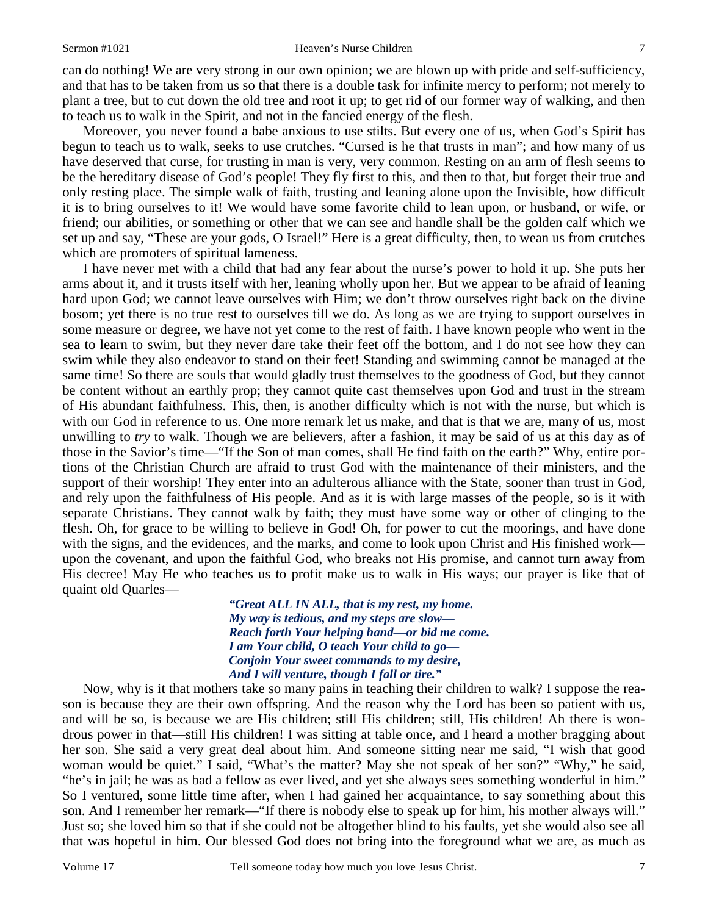can do nothing! We are very strong in our own opinion; we are blown up with pride and self-sufficiency, and that has to be taken from us so that there is a double task for infinite mercy to perform; not merely to plant a tree, but to cut down the old tree and root it up; to get rid of our former way of walking, and then to teach us to walk in the Spirit, and not in the fancied energy of the flesh.

Moreover, you never found a babe anxious to use stilts. But every one of us, when God's Spirit has begun to teach us to walk, seeks to use crutches. "Cursed is he that trusts in man"; and how many of us have deserved that curse, for trusting in man is very, very common. Resting on an arm of flesh seems to be the hereditary disease of God's people! They fly first to this, and then to that, but forget their true and only resting place. The simple walk of faith, trusting and leaning alone upon the Invisible, how difficult it is to bring ourselves to it! We would have some favorite child to lean upon, or husband, or wife, or friend; our abilities, or something or other that we can see and handle shall be the golden calf which we set up and say, "These are your gods, O Israel!" Here is a great difficulty, then, to wean us from crutches which are promoters of spiritual lameness.

I have never met with a child that had any fear about the nurse's power to hold it up. She puts her arms about it, and it trusts itself with her, leaning wholly upon her. But we appear to be afraid of leaning hard upon God; we cannot leave ourselves with Him; we don't throw ourselves right back on the divine bosom; yet there is no true rest to ourselves till we do. As long as we are trying to support ourselves in some measure or degree, we have not yet come to the rest of faith. I have known people who went in the sea to learn to swim, but they never dare take their feet off the bottom, and I do not see how they can swim while they also endeavor to stand on their feet! Standing and swimming cannot be managed at the same time! So there are souls that would gladly trust themselves to the goodness of God, but they cannot be content without an earthly prop; they cannot quite cast themselves upon God and trust in the stream of His abundant faithfulness. This, then, is another difficulty which is not with the nurse, but which is with our God in reference to us. One more remark let us make, and that is that we are, many of us, most unwilling to *try* to walk. Though we are believers, after a fashion, it may be said of us at this day as of those in the Savior's time—"If the Son of man comes, shall He find faith on the earth?" Why, entire portions of the Christian Church are afraid to trust God with the maintenance of their ministers, and the support of their worship! They enter into an adulterous alliance with the State, sooner than trust in God, and rely upon the faithfulness of His people. And as it is with large masses of the people, so is it with separate Christians. They cannot walk by faith; they must have some way or other of clinging to the flesh. Oh, for grace to be willing to believe in God! Oh, for power to cut the moorings, and have done with the signs, and the evidences, and the marks, and come to look upon Christ and His finished work—upon the covenant, and upon the faithful God, who breaks not His promise, and cannot turn away from His decree! May He who teaches us to profit make us to walk in His ways; our prayer is like that of quaint old Quarles—

> ***"Great ALL IN ALL, that is my rest, my home.***
> ***My way is tedious, and my steps are slow—***
> ***Reach forth Your helping hand—or bid me come.***
> ***I am Your child, O teach Your child to go—***
> ***Conjoin Your sweet commands to my desire,***
> ***And I will venture, though I fall or tire."***

Now, why is it that mothers take so many pains in teaching their children to walk? I suppose the reason is because they are their own offspring. And the reason why the Lord has been so patient with us, and will be so, is because we are His children; still His children; still, His children! Ah there is wondrous power in that—still His children! I was sitting at table once, and I heard a mother bragging about her son. She said a very great deal about him. And someone sitting near me said, "I wish that good woman would be quiet." I said, "What's the matter? May she not speak of her son?" "Why," he said, "he's in jail; he was as bad a fellow as ever lived, and yet she always sees something wonderful in him." So I ventured, some little time after, when I had gained her acquaintance, to say something about this son. And I remember her remark—"If there is nobody else to speak up for him, his mother always will." Just so; she loved him so that if she could not be altogether blind to his faults, yet she would also see all that was hopeful in him. Our blessed God does not bring into the foreground what we are, as much as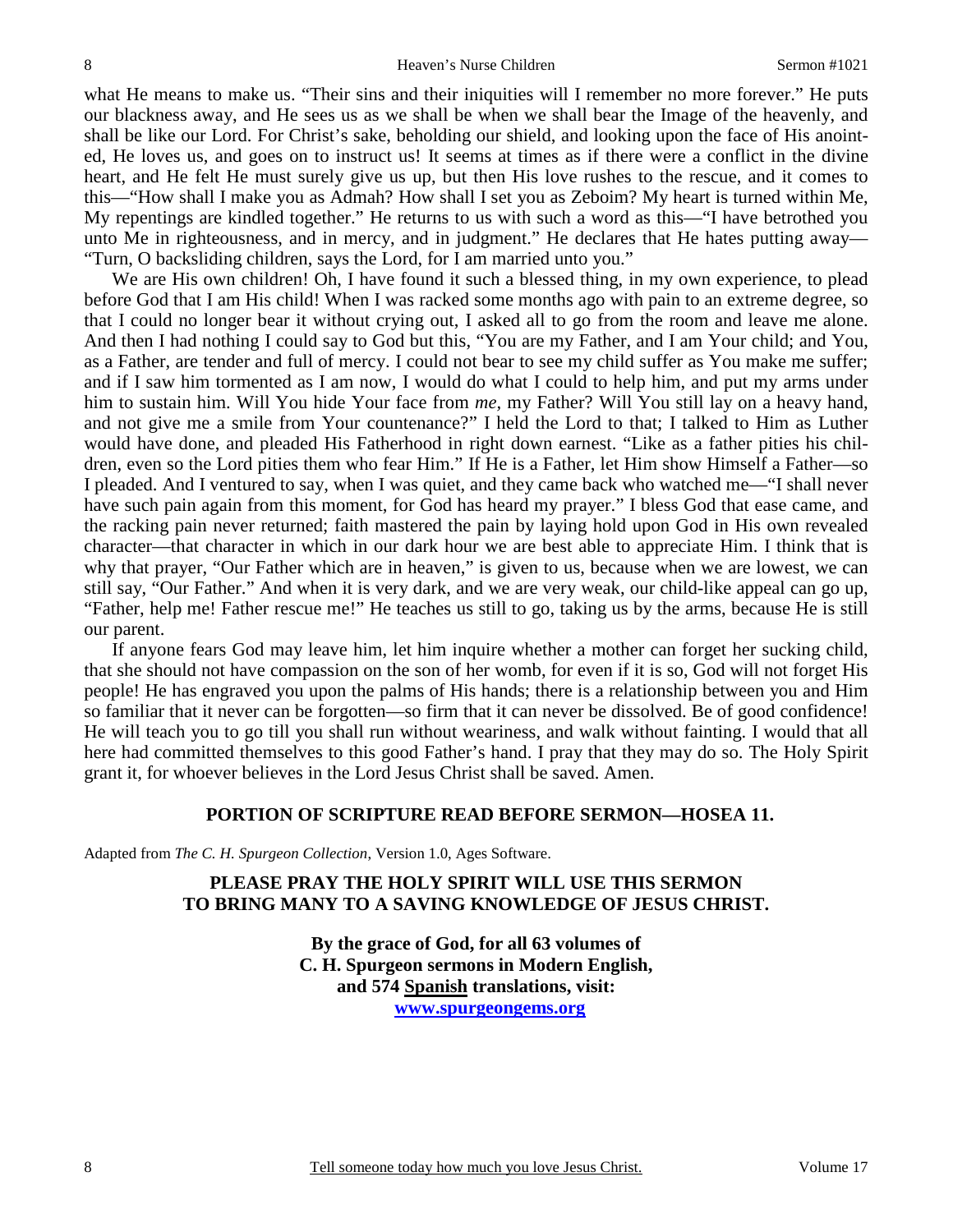what He means to make us. "Their sins and their iniquities will I remember no more forever." He puts our blackness away, and He sees us as we shall be when we shall bear the Image of the heavenly, and shall be like our Lord. For Christ's sake, beholding our shield, and looking upon the face of His anointed, He loves us, and goes on to instruct us! It seems at times as if there were a conflict in the divine heart, and He felt He must surely give us up, but then His love rushes to the rescue, and it comes to this—"How shall I make you as Admah? How shall I set you as Zeboim? My heart is turned within Me, My repentings are kindled together." He returns to us with such a word as this—"I have betrothed you unto Me in righteousness, and in mercy, and in judgment." He declares that He hates putting away—"Turn, O backsliding children, says the Lord, for I am married unto you."

We are His own children! Oh, I have found it such a blessed thing, in my own experience, to plead before God that I am His child! When I was racked some months ago with pain to an extreme degree, so that I could no longer bear it without crying out, I asked all to go from the room and leave me alone. And then I had nothing I could say to God but this, "You are my Father, and I am Your child; and You, as a Father, are tender and full of mercy. I could not bear to see my child suffer as You make me suffer; and if I saw him tormented as I am now, I would do what I could to help him, and put my arms under him to sustain him. Will You hide Your face from *me,* my Father? Will You still lay on a heavy hand, and not give me a smile from Your countenance?" I held the Lord to that; I talked to Him as Luther would have done, and pleaded His Fatherhood in right down earnest. "Like as a father pities his children, even so the Lord pities them who fear Him." If He is a Father, let Him show Himself a Father—so I pleaded. And I ventured to say, when I was quiet, and they came back who watched me—"I shall never have such pain again from this moment, for God has heard my prayer." I bless God that ease came, and the racking pain never returned; faith mastered the pain by laying hold upon God in His own revealed character—that character in which in our dark hour we are best able to appreciate Him. I think that is why that prayer, "Our Father which are in heaven," is given to us, because when we are lowest, we can still say, "Our Father." And when it is very dark, and we are very weak, our child-like appeal can go up, "Father, help me! Father rescue me!" He teaches us still to go, taking us by the arms, because He is still our parent.

If anyone fears God may leave him, let him inquire whether a mother can forget her sucking child, that she should not have compassion on the son of her womb, for even if it is so, God will not forget His people! He has engraved you upon the palms of His hands; there is a relationship between you and Him so familiar that it never can be forgotten—so firm that it can never be dissolved. Be of good confidence! He will teach you to go till you shall run without weariness, and walk without fainting. I would that all here had committed themselves to this good Father's hand. I pray that they may do so. The Holy Spirit grant it, for whoever believes in the Lord Jesus Christ shall be saved. Amen.

**PORTION OF SCRIPTURE READ BEFORE SERMON—HOSEA 11.**

Adapted from *The C. H. Spurgeon Collection*, Version 1.0, Ages Software.

**PLEASE PRAY THE HOLY SPIRIT WILL USE THIS SERMON TO BRING MANY TO A SAVING KNOWLEDGE OF JESUS CHRIST.**

**By the grace of God, for all 63 volumes of C. H. Spurgeon sermons in Modern English, and 574 Spanish translations, visit: www.spurgeongems.org**

Tell someone today how much you love Jesus Christ.